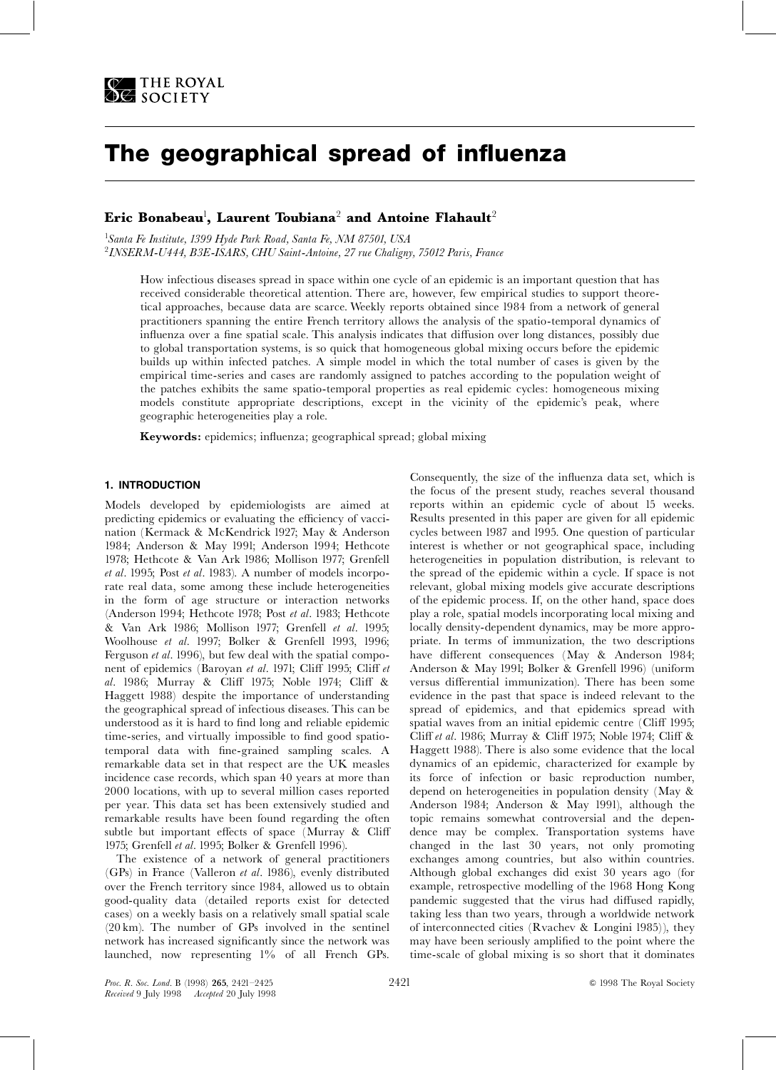# The geographical spread of influenza

**Eric Bonabeau[1], Laurent Toubiana[2] and Antoine Flahault[2]**

[1]*Santa Fe Institute, 1399 Hyde Park Road, Santa Fe, NM 87501, USA*
[2]*INSERM-U444, B3E-ISARS, CHU Saint-Antoine, 27 rue Chaligny, 75012 Paris, France*

How infectious diseases spread in space within one cycle of an epidemic is an important question that has received considerable theoretical attention. There are, however, few empirical studies to support theoretical approaches, because data are scarce. Weekly reports obtained since 1984 from a network of general practitioners spanning the entire French territory allows the analysis of the spatio-temporal dynamics of influenza over a fine spatial scale. This analysis indicates that diffusion over long distances, possibly due to global transportation systems, is so quick that homogeneous global mixing occurs before the epidemic builds up within infected patches. A simple model in which the total number of cases is given by the empirical time-series and cases are randomly assigned to patches according to the population weight of the patches exhibits the same spatio-temporal properties as real epidemic cycles: homogeneous mixing models constitute appropriate descriptions, except in the vicinity of the epidemic's peak, where geographic heterogeneities play a role.

**Keywords:** epidemics; influenza; geographical spread; global mixing

## 1. INTRODUCTION

Models developed by epidemiologists are aimed at predicting epidemics or evaluating the efficiency of vaccination (Kermack & McKendrick 1927; May & Anderson 1984; Anderson & May 1991; Anderson 1994; Hethcote 1978; Hethcote & Van Ark 1986; Mollison 1977; Grenfell *et al*. 1995; Post *et al*. 1983). A number of models incorporate real data, some among these include heterogeneities in the form of age structure or interaction networks (Anderson 1994; Hethcote 1978; Post *et al*. 1983; Hethcote & Van Ark 1986; Mollison 1977; Grenfell *et al*. 1995; Woolhouse *et al*. 1997; Bolker & Grenfell 1993, 1996; Ferguson *et al*. 1996), but few deal with the spatial component of epidemics (Baroyan *et al*. 1971; Cliff 1995; Cliff *et al*. 1986; Murray & Cliff 1975; Noble 1974; Cliff & Haggett 1988) despite the importance of understanding the geographical spread of infectious diseases. This can be understood as it is hard to find long and reliable epidemic time-series, and virtually impossible to find good spatio-temporal data with fine-grained sampling scales. A remarkable data set in that respect are the UK measles incidence case records, which span 40 years at more than 2000 locations, with up to several million cases reported per year. This data set has been extensively studied and remarkable results have been found regarding the often subtle but important effects of space (Murray & Cliff 1975; Grenfell *et al*. 1995; Bolker & Grenfell 1996).

The existence of a network of general practitioners (GPs) in France (Valleron *et al*. 1986), evenly distributed over the French territory since 1984, allowed us to obtain good-quality data (detailed reports exist for detected cases) on a weekly basis on a relatively small spatial scale (20 km). The number of GPs involved in the sentinel network has increased significantly since the network was launched, now representing 1% of all French GPs. Consequently, the size of the influenza data set, which is the focus of the present study, reaches several thousand reports within an epidemic cycle of about 15 weeks. Results presented in this paper are given for all epidemic cycles between 1987 and 1995. One question of particular interest is whether or not geographical space, including heterogeneities in population distribution, is relevant to the spread of the epidemic within a cycle. If space is not relevant, global mixing models give accurate descriptions of the epidemic process. If, on the other hand, space does play a role, spatial models incorporating local mixing and locally density-dependent dynamics, may be more appropriate. In terms of immunization, the two descriptions have different consequences (May & Anderson 1984; Anderson & May 1991; Bolker & Grenfell 1996) (uniform versus differential immunization). There has been some evidence in the past that space is indeed relevant to the spread of epidemics, and that epidemics spread with spatial waves from an initial epidemic centre (Cliff 1995; Cliff *et al*. 1986; Murray & Cliff 1975; Noble 1974; Cliff & Haggett 1988). There is also some evidence that the local dynamics of an epidemic, characterized for example by its force of infection or basic reproduction number, depend on heterogeneities in population density (May & Anderson 1984; Anderson & May 1991), although the topic remains somewhat controversial and the dependence may be complex. Transportation systems have changed in the last 30 years, not only promoting exchanges among countries, but also within countries. Although global exchanges did exist 30 years ago (for example, retrospective modelling of the 1968 Hong Kong pandemic suggested that the virus had diffused rapidly, taking less than two years, through a worldwide network of interconnected cities (Rvachev & Longini 1985)), they may have been seriously amplified to the point where the time-scale of global mixing is so short that it dominates

*Proc. R. Soc. Lond.* B (1998) **265**, 2421–2425
Received 9 July 1998 Accepted 20 July 1998

© 1998 The Royal Society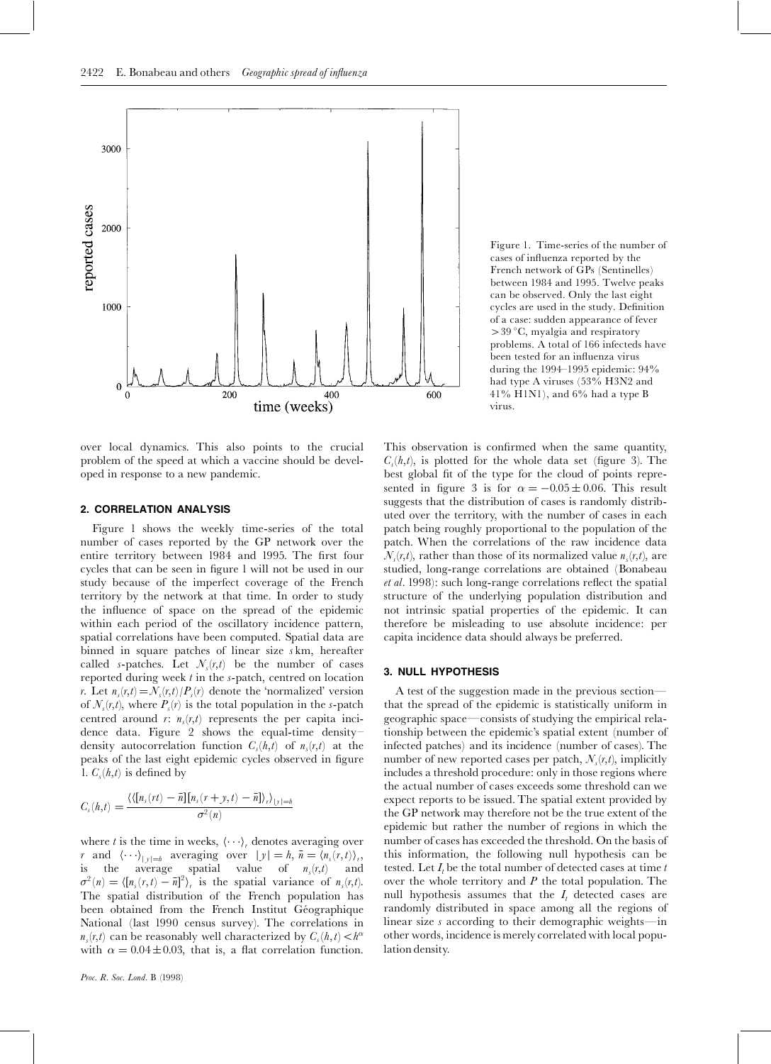Figure 1. Time-series of the number of cases of influenza reported by the French network of GPs (Sentinelles) between 1984 and 1995. Twelve peaks can be observed. Only the last eight cycles are used in the study. Definition of a case: sudden appearance of fever $>39\,^{\circ}\mathrm{C}$, myalgia and respiratory problems. A total of 166 infecteds have been tested for an influenza virus during the 1994–1995 epidemic: 94% had type A viruses (53% H3N2 and 41% H1N1), and 6% had a type B virus.

over local dynamics. This also points to the crucial problem of the speed at which a vaccine should be developed in response to a new pandemic.

## 2. CORRELATION ANALYSIS

Figure 1 shows the weekly time-series of the total number of cases reported by the GP network over the entire territory between 1984 and 1995. The first four cycles that can be seen in figure 1 will not be used in our study because of the imperfect coverage of the French territory by the network at that time. In order to study the influence of space on the spread of the epidemic within each period of the oscillatory incidence pattern, spatial correlations have been computed. Spatial data are binned in square patches of linear size $s$ km, hereafter called $s$-patches. Let $N_s(r,t)$ be the number of cases reported during week $t$ in the $s$-patch, centred on location $r$. Let $n_s(r,t) = N_s(r,t)/P_s(r)$ denote the 'normalized' version of $N_s(r,t)$, where $P_s(r)$ is the total population in the $s$-patch centred around $r$: $n_s(r,t)$ represents the per capita incidence data. Figure 2 shows the equal-time density–density autocorrelation function $C_s(h,t)$ of $n_s(r,t)$ at the peaks of the last eight epidemic cycles observed in figure 1. $C_s(h,t)$ is defined by

$$C_s(h,t) = \frac{\langle\langle[n_s(rt) - \bar{n}][n_s(r+y,t) - \bar{n}]\rangle_r\rangle_{|y|=h}}{\sigma^2(n)}$$

where $t$ is the time in weeks, $\langle\cdots\rangle_r$ denotes averaging over $r$ and $\langle\cdots\rangle_{|y|=h}$ averaging over $|y| = h$, $\bar{n} = \langle n_s(r,t)\rangle_r$, is the average spatial value of $n_s(r,t)$ and $\sigma^2(n) = \langle[n_s(r,t) - \bar{n}]^2\rangle_r$ is the spatial variance of $n_s(r,t)$. The spatial distribution of the French population has been obtained from the French Institut Géographique National (last 1990 census survey). The correlations in $n_s(r,t)$ can be reasonably well characterized by $C_s(h,t) < h^{\alpha}$ with $\alpha = 0.04 \pm 0.03$, that is, a flat correlation function. This observation is confirmed when the same quantity, $C_s(h,t)$, is plotted for the whole data set (figure 3). The best global fit of the type for the cloud of points represented in figure 3 is for $\alpha = -0.05 \pm 0.06$. This result suggests that the distribution of cases is randomly distributed over the territory, with the number of cases in each patch being roughly proportional to the population of the patch. When the correlations of the raw incidence data $N_s(r,t)$, rather than those of its normalized value $n_s(r,t)$, are studied, long-range correlations are obtained (Bonabeau *et al.* 1998): such long-range correlations reflect the spatial structure of the underlying population distribution and not intrinsic spatial properties of the epidemic. It can therefore be misleading to use absolute incidence: per capita incidence data should always be preferred.

## 3. NULL HYPOTHESIS

A test of the suggestion made in the previous section—that the spread of the epidemic is statistically uniform in geographic space—consists of studying the empirical relationship between the epidemic's spatial extent (number of infected patches) and its incidence (number of cases). The number of new reported cases per patch, $N_s(r,t)$, implicitly includes a threshold procedure: only in those regions where the actual number of cases exceeds some threshold can we expect reports to be issued. The spatial extent provided by the GP network may therefore not be the true extent of the epidemic but rather the number of regions in which the number of cases has exceeded the threshold. On the basis of this information, the following null hypothesis can be tested. Let $I_t$ be the total number of detected cases at time $t$ over the whole territory and $P$ the total population. The null hypothesis assumes that the $I_t$ detected cases are randomly distributed in space among all the regions of linear size $s$ according to their demographic weights—in other words, incidence is merely correlated with local population density.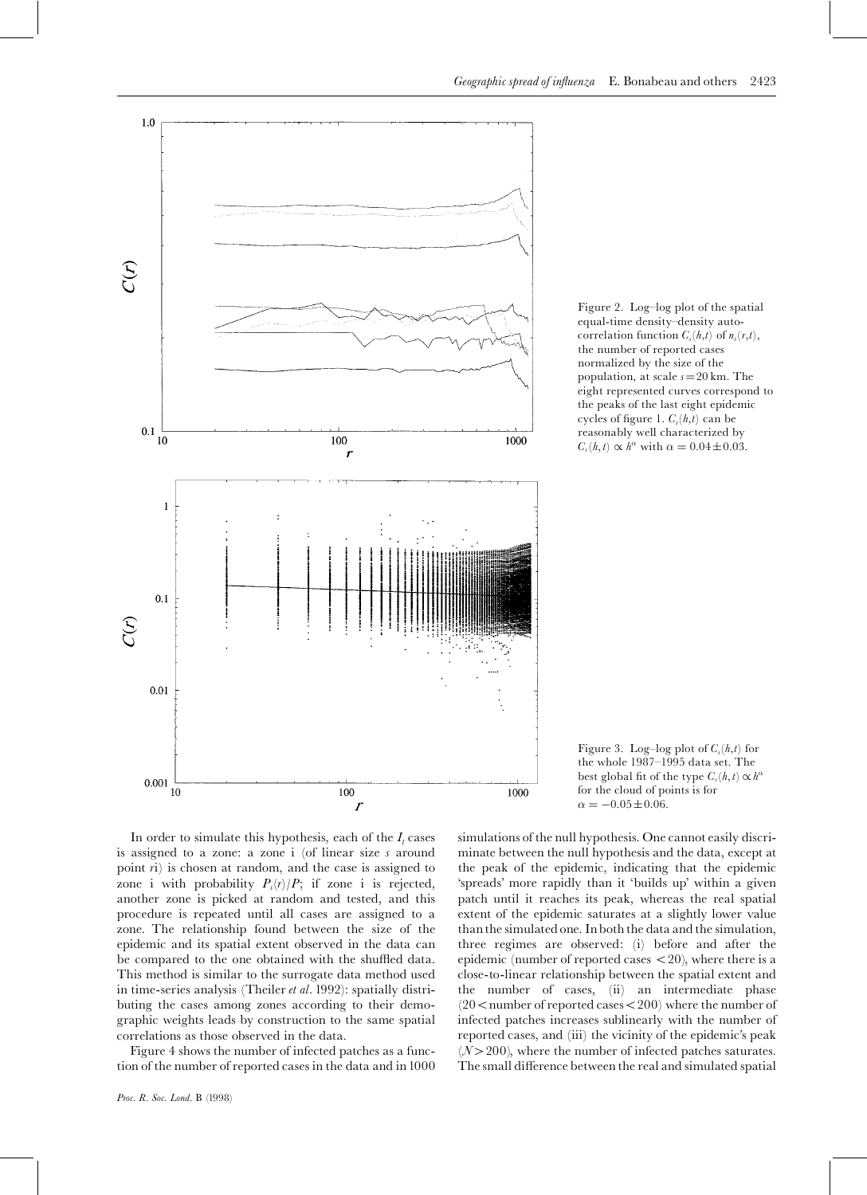Figure 2. Log–log plot of the spatial equal-time density–density autocorrelation function $C_s(h,t)$ of $n_s(r,t)$, the number of reported cases normalized by the size of the population, at scale $s = 20$ km. The eight represented curves correspond to the peaks of the last eight epidemic cycles of figure 1. $C_s(h,t)$ can be reasonably well characterized by $C_s(h,t) \propto h^{\alpha}$ with $\alpha = 0.04 \pm 0.03$.

Figure 3. Log–log plot of $C_s(h,t)$ for the whole 1987–1995 data set. The best global fit of the type $C_s(h,t) \propto h^{\alpha}$ for the cloud of points is for $\alpha = -0.05 \pm 0.06$.

In order to simulate this hypothesis, each of the $I_t$ cases is assigned to a zone: a zone i (of linear size $s$ around point $r$i) is chosen at random, and the case is assigned to zone i with probability $P_s(r)/P$; if zone i is rejected, another zone is picked at random and tested, and this procedure is repeated until all cases are assigned to a zone. The relationship found between the size of the epidemic and its spatial extent observed in the data can be compared to the one obtained with the shuffled data. This method is similar to the surrogate data method used in time-series analysis (Theiler *et al*. 1992): spatially distributing the cases among zones according to their demographic weights leads by construction to the same spatial correlations as those observed in the data.

Figure 4 shows the number of infected patches as a function of the number of reported cases in the data and in 1000 simulations of the null hypothesis. One cannot easily discriminate between the null hypothesis and the data, except at the peak of the epidemic, indicating that the epidemic 'spreads' more rapidly than it 'builds up' within a given patch until it reaches its peak, whereas the real spatial extent of the epidemic saturates at a slightly lower value than the simulated one. In both the data and the simulation, three regimes are observed: (i) before and after the epidemic (number of reported cases $< 20$), where there is a close-to-linear relationship between the spatial extent and the number of cases, (ii) an intermediate phase ($20 <$ number of reported cases $< 200$) where the number of infected patches increases sublinearly with the number of reported cases, and (iii) the vicinity of the epidemic's peak ($N > 200$), where the number of infected patches saturates. The small difference between the real and simulated spatial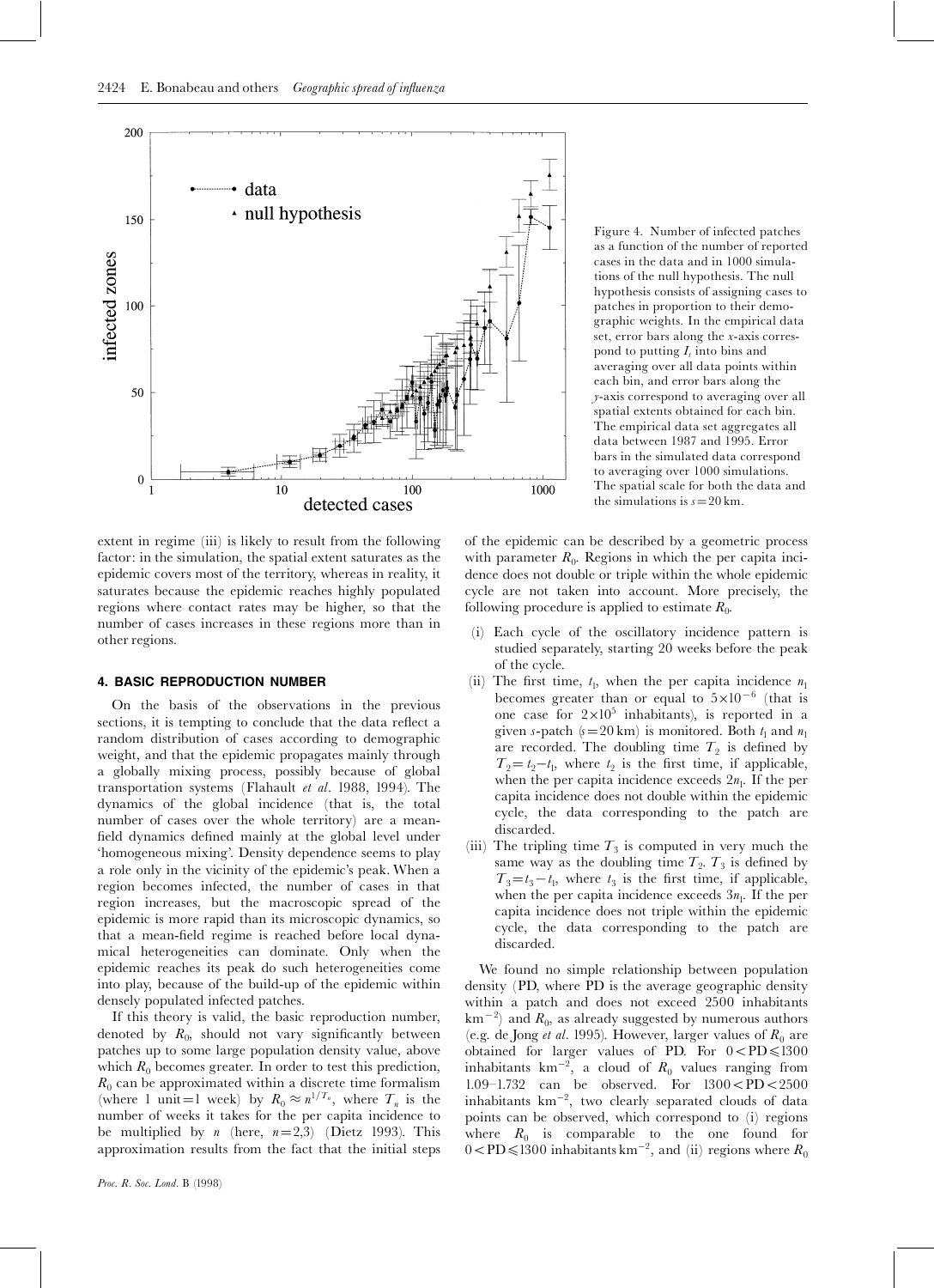Figure 4. Number of infected patches as a function of the number of reported cases in the data and in 1000 simulations of the null hypothesis. The null hypothesis consists of assigning cases to patches in proportion to their demographic weights. In the empirical data set, error bars along the *x*-axis correspond to putting $I_t$ into bins and averaging over all data points within each bin, and error bars along the *y*-axis correspond to averaging over all spatial extents obtained for each bin. The empirical data set aggregates all data between 1987 and 1995. Error bars in the simulated data correspond to averaging over 1000 simulations. The spatial scale for both the data and the simulations is $s = 20$ km.

extent in regime (iii) is likely to result from the following factor: in the simulation, the spatial extent saturates as the epidemic covers most of the territory, whereas in reality, it saturates because the epidemic reaches highly populated regions where contact rates may be higher, so that the number of cases increases in these regions more than in other regions.

## 4. BASIC REPRODUCTION NUMBER

On the basis of the observations in the previous sections, it is tempting to conclude that the data reflect a random distribution of cases according to demographic weight, and that the epidemic propagates mainly through a globally mixing process, possibly because of global transportation systems (Flahault *et al*. 1988, 1994). The dynamics of the global incidence (that is, the total number of cases over the whole territory) are a mean-field dynamics defined mainly at the global level under 'homogeneous mixing'. Density dependence seems to play a role only in the vicinity of the epidemic's peak. When a region becomes infected, the number of cases in that region increases, but the macroscopic spread of the epidemic is more rapid than its microscopic dynamics, so that a mean-field regime is reached before local dynamical heterogeneities can dominate. Only when the epidemic reaches its peak do such heterogeneities come into play, because of the build-up of the epidemic within densely populated infected patches.

If this theory is valid, the basic reproduction number, denoted by $R_0$, should not vary significantly between patches up to some large population density value, above which $R_0$ becomes greater. In order to test this prediction, $R_0$ can be approximated within a discrete time formalism (where 1 unit = 1 week) by $R_0 \approx n^{1/T_n}$, where $T_n$ is the number of weeks it takes for the per capita incidence to be multiplied by $n$ (here, $n = 2,3$) (Dietz 1993). This approximation results from the fact that the initial steps of the epidemic can be described by a geometric process with parameter $R_0$. Regions in which the per capita incidence does not double or triple within the whole epidemic cycle are not taken into account. More precisely, the following procedure is applied to estimate $R_0$.

(i) Each cycle of the oscillatory incidence pattern is studied separately, starting 20 weeks before the peak of the cycle.

(ii) The first time, $t_1$, when the per capita incidence $n_1$ becomes greater than or equal to $5 \times 10^{-6}$ (that is one case for $2 \times 10^5$ inhabitants), is reported in a given *s*-patch ($s = 20$ km) is monitored. Both $t_1$ and $n_1$ are recorded. The doubling time $T_2$ is defined by $T_2 = t_2 - t_1$, where $t_2$ is the first time, if applicable, when the per capita incidence exceeds $2n_1$. If the per capita incidence does not double within the epidemic cycle, the data corresponding to the patch are discarded.

(iii) The tripling time $T_3$ is computed in very much the same way as the doubling time $T_2$. $T_3$ is defined by $T_3 = t_3 - t_1$, where $t_3$ is the first time, if applicable, when the per capita incidence exceeds $3n_1$. If the per capita incidence does not triple within the epidemic cycle, the data corresponding to the patch are discarded.

We found no simple relationship between population density (PD, where PD is the average geographic density within a patch and does not exceed 2500 inhabitants $\text{km}^{-2}$) and $R_0$, as already suggested by numerous authors (e.g. de Jong *et al*. 1995). However, larger values of $R_0$ are obtained for larger values of PD. For $0 < \text{PD} \leqslant 1300$ inhabitants $\text{km}^{-2}$, a cloud of $R_0$ values ranging from 1.09–1.732 can be observed. For $1300 < \text{PD} < 2500$ inhabitants $\text{km}^{-2}$, two clearly separated clouds of data points can be observed, which correspond to (i) regions where $R_0$ is comparable to the one found for $0 < \text{PD} \leqslant 1300$ inhabitants $\text{km}^{-2}$, and (ii) regions where $R_0$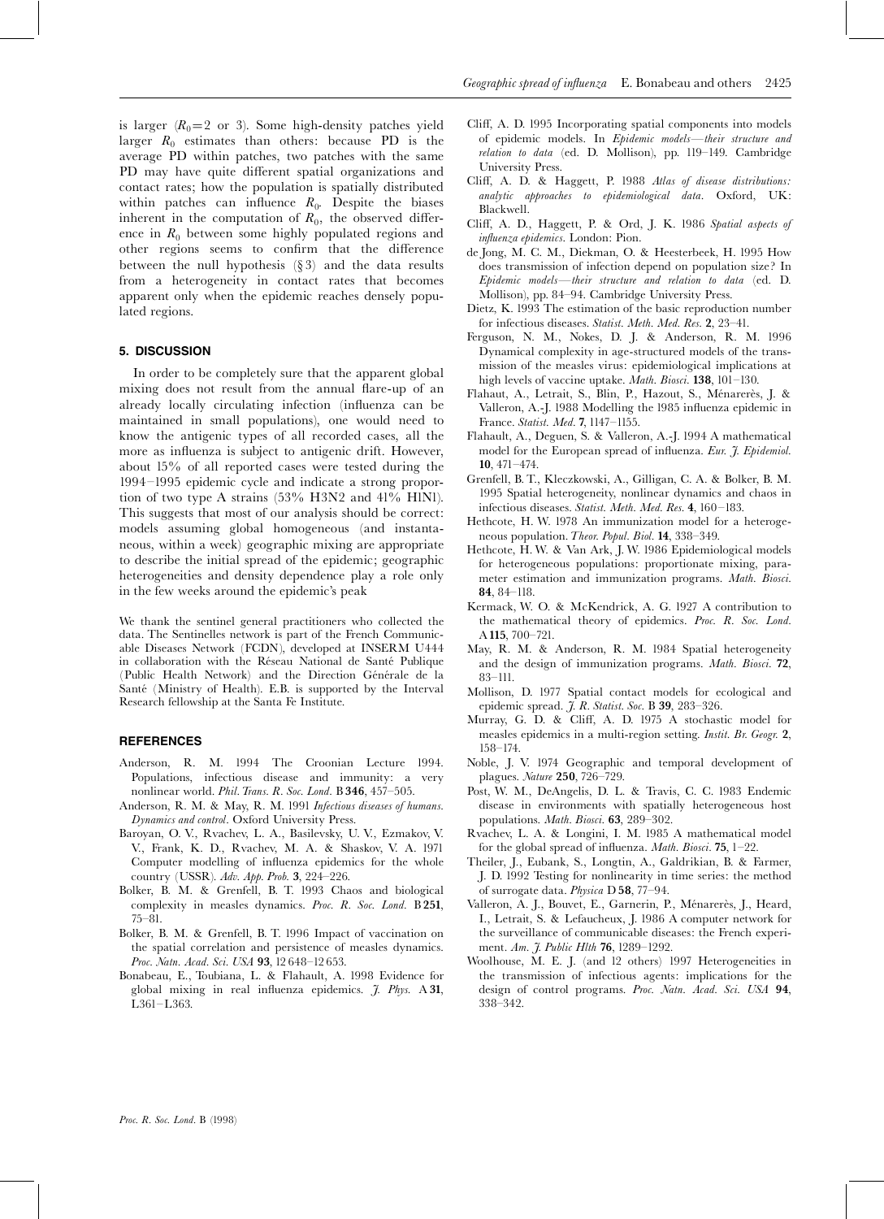is larger ($R_0 = 2$ or 3). Some high-density patches yield larger $R_0$ estimates than others: because PD is the average PD within patches, two patches with the same PD may have quite different spatial organizations and contact rates; how the population is spatially distributed within patches can influence $R_0$. Despite the biases inherent in the computation of $R_0$, the observed difference in $R_0$ between some highly populated regions and other regions seems to confirm that the difference between the null hypothesis (§ 3) and the data results from a heterogeneity in contact rates that becomes apparent only when the epidemic reaches densely populated regions.

## 5. DISCUSSION

In order to be completely sure that the apparent global mixing does not result from the annual flare-up of an already locally circulating infection (influenza can be maintained in small populations), one would need to know the antigenic types of all recorded cases, all the more as influenza is subject to antigenic drift. However, about 15% of all reported cases were tested during the 1994–1995 epidemic cycle and indicate a strong proportion of two type A strains (53% H3N2 and 41% H1N1). This suggests that most of our analysis should be correct: models assuming global homogeneous (and instantaneous, within a week) geographic mixing are appropriate to describe the initial spread of the epidemic; geographic heterogeneities and density dependence play a role only in the few weeks around the epidemic's peak

We thank the sentinel general practitioners who collected the data. The Sentinelles network is part of the French Communicable Diseases Network (FCDN), developed at INSERM U444 in collaboration with the Réseau National de Santé Publique (Public Health Network) and the Direction Générale de la Santé (Ministry of Health). E.B. is supported by the Interval Research fellowship at the Santa Fe Institute.

## REFERENCES

- Anderson, R. M. 1994 The Croonian Lecture 1994. Populations, infectious disease and immunity: a very nonlinear world. *Phil. Trans. R. Soc. Lond.* B **346**, 457–505.
- Anderson, R. M. & May, R. M. 1991 *Infectious diseases of humans. Dynamics and control*. Oxford University Press.
- Baroyan, O. V., Rvachev, L. A., Basilevsky, U. V., Ezmakov, V. V., Frank, K. D., Rvachev, M. A. & Shaskov, V. A. 1971 Computer modelling of influenza epidemics for the whole country (USSR). *Adv. App. Prob.* **3**, 224–226.
- Bolker, B. M. & Grenfell, B. T. 1993 Chaos and biological complexity in measles dynamics. *Proc. R. Soc. Lond.* B **251**, 75–81.
- Bolker, B. M. & Grenfell, B. T. 1996 Impact of vaccination on the spatial correlation and persistence of measles dynamics. *Proc. Natn. Acad. Sci. USA* **93**, 12 648–12 653.
- Bonabeau, E., Toubiana, L. & Flahault, A. 1998 Evidence for global mixing in real influenza epidemics. *J. Phys.* A **31**, L361–L363.
- Cliff, A. D. 1995 Incorporating spatial components into models of epidemic models. In *Epidemic models—their structure and relation to data* (ed. D. Mollison), pp. 119–149. Cambridge University Press.
- Cliff, A. D. & Haggett, P. 1988 *Atlas of disease distributions: analytic approaches to epidemiological data*. Oxford, UK: Blackwell.
- Cliff, A. D., Haggett, P. & Ord, J. K. 1986 *Spatial aspects of influenza epidemics*. London: Pion.
- de Jong, M. C. M., Diekman, O. & Heesterbeek, H. 1995 How does transmission of infection depend on population size? In *Epidemic models—their structure and relation to data* (ed. D. Mollison), pp. 84–94. Cambridge University Press.
- Dietz, K. 1993 The estimation of the basic reproduction number for infectious diseases. *Statist. Meth. Med. Res.* **2**, 23–41.
- Ferguson, N. M., Nokes, D. J. & Anderson, R. M. 1996 Dynamical complexity in age-structured models of the transmission of the measles virus: epidemiological implications at high levels of vaccine uptake. *Math. Biosci.* **138**, 101–130.
- Flahaut, A., Letrait, S., Blin, P., Hazout, S., Ménarerès, J. & Valleron, A.-J. 1988 Modelling the 1985 influenza epidemic in France. *Statist. Med.* **7**, 1147–1155.
- Flahault, A., Deguen, S. & Valleron, A.-J. 1994 A mathematical model for the European spread of influenza. *Eur. J. Epidemiol.* **10**, 471–474.
- Grenfell, B. T., Kleczkowski, A., Gilligan, C. A. & Bolker, B. M. 1995 Spatial heterogeneity, nonlinear dynamics and chaos in infectious diseases. *Statist. Meth. Med. Res.* **4**, 160–183.
- Hethcote, H. W. 1978 An immunization model for a heterogeneous population. *Theor. Popul. Biol.* **14**, 338–349.
- Hethcote, H. W. & Van Ark, J. W. 1986 Epidemiological models for heterogeneous populations: proportionate mixing, parameter estimation and immunization programs. *Math. Biosci.* **84**, 84–118.
- Kermack, W. O. & McKendrick, A. G. 1927 A contribution to the mathematical theory of epidemics. *Proc. R. Soc. Lond.* A **115**, 700–721.
- May, R. M. & Anderson, R. M. 1984 Spatial heterogeneity and the design of immunization programs. *Math. Biosci.* **72**, 83–111.
- Mollison, D. 1977 Spatial contact models for ecological and epidemic spread. *J. R. Statist. Soc.* B **39**, 283–326.
- Murray, G. D. & Cliff, A. D. 1975 A stochastic model for measles epidemics in a multi-region setting. *Instit. Br. Geogr.* **2**, 158–174.
- Noble, J. V. 1974 Geographic and temporal development of plagues. *Nature* **250**, 726–729.
- Post, W. M., DeAngelis, D. L. & Travis, C. C. 1983 Endemic disease in environments with spatially heterogeneous host populations. *Math. Biosci.* **63**, 289–302.
- Rvachev, L. A. & Longini, I. M. 1985 A mathematical model for the global spread of influenza. *Math. Biosci.* **75**, 1–22.
- Theiler, J., Eubank, S., Longtin, A., Galdrikian, B. & Farmer, J. D. 1992 Testing for nonlinearity in time series: the method of surrogate data. *Physica* D **58**, 77–94.
- Valleron, A. J., Bouvet, E., Garnerin, P., Ménarerès, J., Heard, I., Letrait, S. & Lefaucheux, J. 1986 A computer network for the surveillance of communicable diseases: the French experiment. *Am. J. Public Hlth* **76**, 1289–1292.
- Woolhouse, M. E. J. (and 12 others) 1997 Heterogeneities in the transmission of infectious agents: implications for the design of control programs. *Proc. Natn. Acad. Sci. USA* **94**, 338–342.